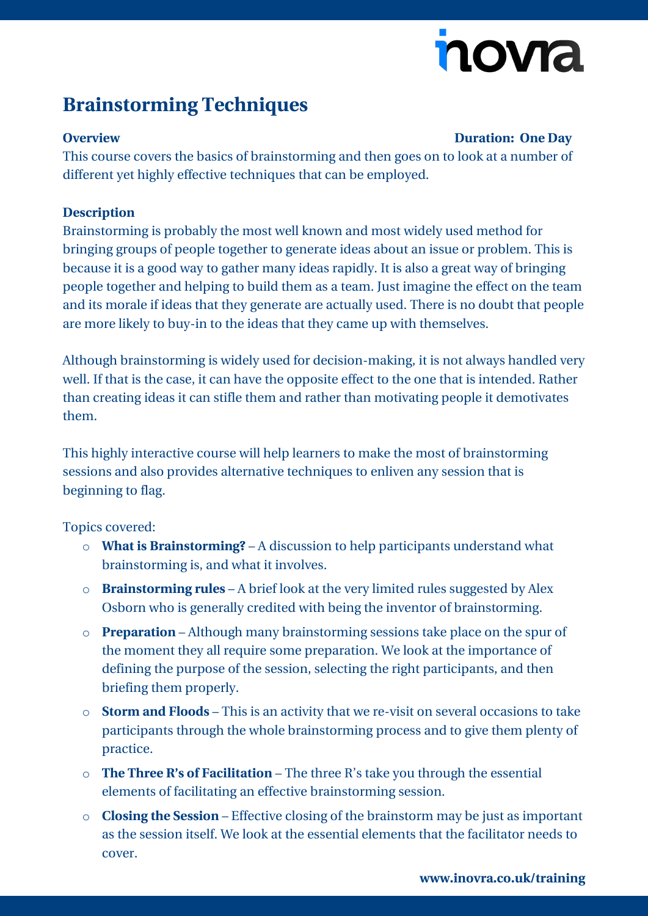# Brainstorming Techniques

**Overview** **Duration: One Day**

This course covers the basics of brainstorming and then goes on to look at a number of different yet highly effective techniques that can be employed.

**Description**

Brainstorming is probably the most well known and most widely used method for bringing groups of people together to generate ideas about an issue or problem. This is because it is a good way to gather many ideas rapidly. It is also a great way of bringing people together and helping to build them as a team. Just imagine the effect on the team and its morale if ideas that they generate are actually used. There is no doubt that people are more likely to buy-in to the ideas that they came up with themselves.

Although brainstorming is widely used for decision-making, it is not always handled very well. If that is the case, it can have the opposite effect to the one that is intended. Rather than creating ideas it can stifle them and rather than motivating people it demotivates them.

This highly interactive course will help learners to make the most of brainstorming sessions and also provides alternative techniques to enliven any session that is beginning to flag.

Topics covered:

- **What is Brainstorming?** – A discussion to help participants understand what brainstorming is, and what it involves.
- **Brainstorming rules** – A brief look at the very limited rules suggested by Alex Osborn who is generally credited with being the inventor of brainstorming.
- **Preparation** – Although many brainstorming sessions take place on the spur of the moment they all require some preparation. We look at the importance of defining the purpose of the session, selecting the right participants, and then briefing them properly.
- **Storm and Floods** – This is an activity that we re-visit on several occasions to take participants through the whole brainstorming process and to give them plenty of practice.
- **The Three R's of Facilitation** – The three R's take you through the essential elements of facilitating an effective brainstorming session.
- **Closing the Session** – Effective closing of the brainstorm may be just as important as the session itself. We look at the essential elements that the facilitator needs to cover.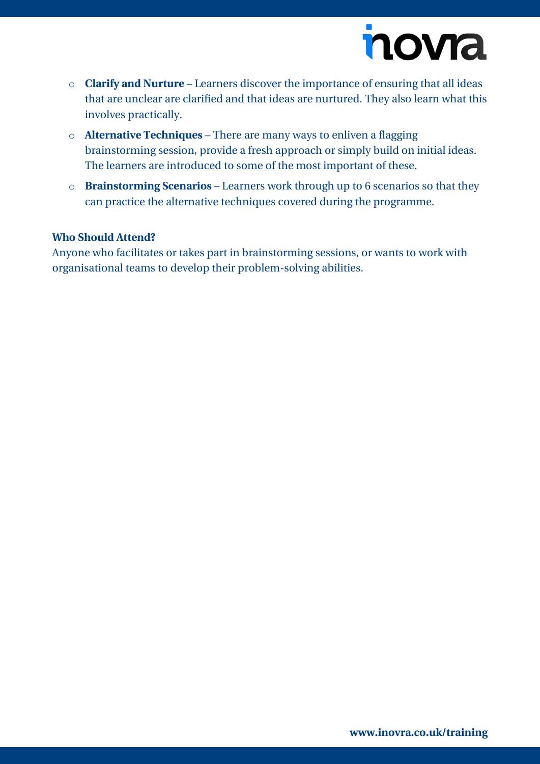- **Clarify and Nurture** – Learners discover the importance of ensuring that all ideas that are unclear are clarified and that ideas are nurtured. They also learn what this involves practically.
- **Alternative Techniques** – There are many ways to enliven a flagging brainstorming session, provide a fresh approach or simply build on initial ideas. The learners are introduced to some of the most important of these.
- **Brainstorming Scenarios** – Learners work through up to 6 scenarios so that they can practice the alternative techniques covered during the programme.

**Who Should Attend?**

Anyone who facilitates or takes part in brainstorming sessions, or wants to work with organisational teams to develop their problem-solving abilities.